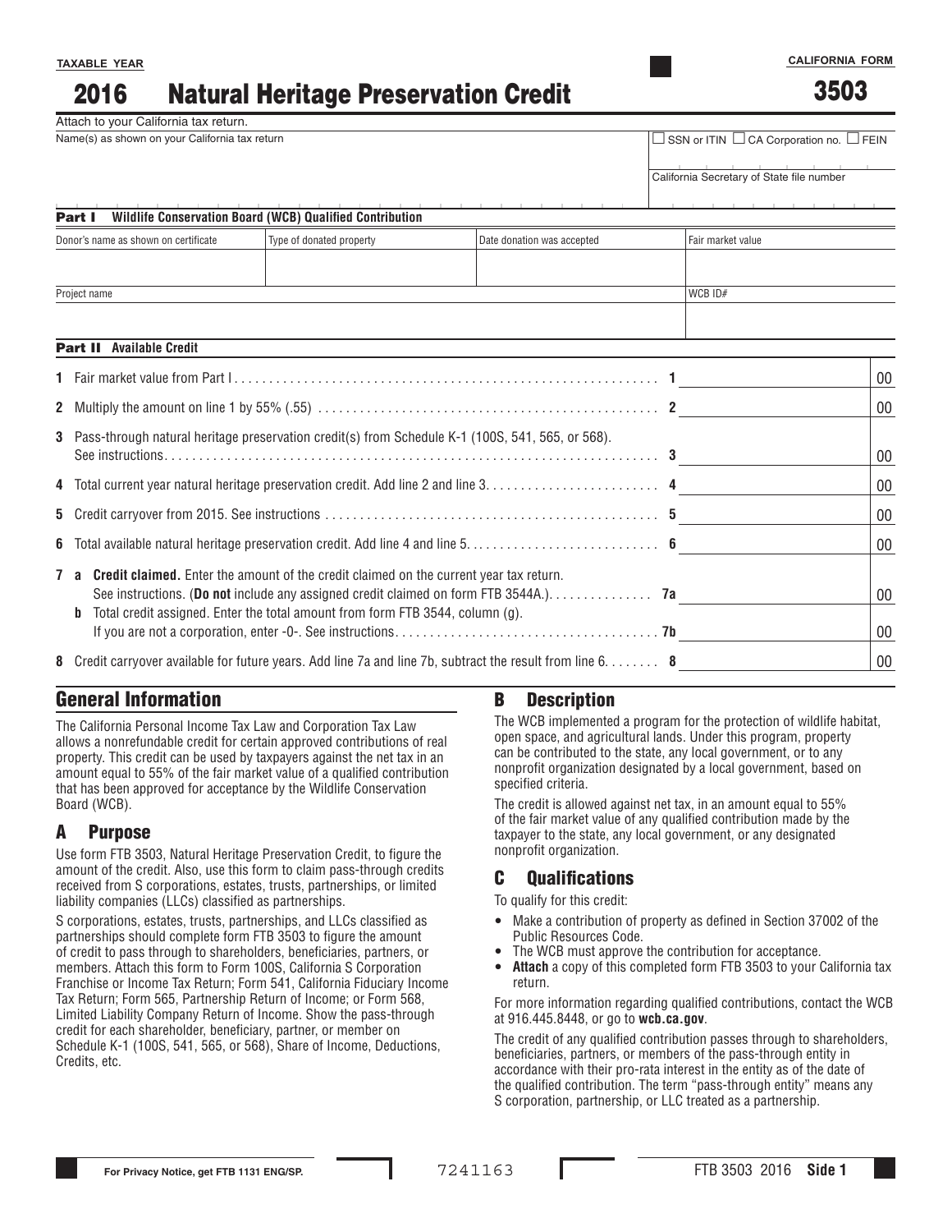TAXABLE YEAR

# 2016 Natural Heritage Preservation Credit

CALIFORNIA FORM

# 3503

Attach to your California tax return.

Name(s) as shown on your California tax return

☐ SSN or ITIN ☐ CA Corporation no. ☐ FEIN

California Secretary of State file number

**Part I Wildlife Conservation Board (WCB) Qualified Contribution**

| Donor's name as shown on certificate | Type of donated property | Date donation was accepted | Fair market value |
|---|---|---|---|
| | | | |

| Project name | WCB ID# |
|---|---|
| | |

**Part II Available Credit**

| | | | |
|---|---|---|---|
| 1 | Fair market value from Part I | 1 | 00 |
| 2 | Multiply the amount on line 1 by 55% (.55) | 2 | 00 |
| 3 | Pass-through natural heritage preservation credit(s) from Schedule K-1 (100S, 541, 565, or 568). See instructions | 3 | 00 |
| 4 | Total current year natural heritage preservation credit. Add line 2 and line 3 | 4 | 00 |
| 5 | Credit carryover from 2015. See instructions | 5 | 00 |
| 6 | Total available natural heritage preservation credit. Add line 4 and line 5 | 6 | 00 |
| 7 a | **Credit claimed.** Enter the amount of the credit claimed on the current year tax return. See instructions. (**Do not** include any assigned credit claimed on form FTB 3544A.) | 7a | 00 |
| b | Total credit assigned. Enter the total amount from form FTB 3544, column (g). If you are not a corporation, enter -0-. See instructions | 7b | 00 |
| 8 | Credit carryover available for future years. Add line 7a and line 7b, subtract the result from line 6 | 8 | 00 |

## General Information

The California Personal Income Tax Law and Corporation Tax Law allows a nonrefundable credit for certain approved contributions of real property. This credit can be used by taxpayers against the net tax in an amount equal to 55% of the fair market value of a qualified contribution that has been approved for acceptance by the Wildlife Conservation Board (WCB).

### A Purpose

Use form FTB 3503, Natural Heritage Preservation Credit, to figure the amount of the credit. Also, use this form to claim pass-through credits received from S corporations, estates, trusts, partnerships, or limited liability companies (LLCs) classified as partnerships.

S corporations, estates, trusts, partnerships, and LLCs classified as partnerships should complete form FTB 3503 to figure the amount of credit to pass through to shareholders, beneficiaries, partners, or members. Attach this form to Form 100S, California S Corporation Franchise or Income Tax Return; Form 541, California Fiduciary Income Tax Return; Form 565, Partnership Return of Income; or Form 568, Limited Liability Company Return of Income. Show the pass-through credit for each shareholder, beneficiary, partner, or member on Schedule K-1 (100S, 541, 565, or 568), Share of Income, Deductions, Credits, etc.

### B Description

The WCB implemented a program for the protection of wildlife habitat, open space, and agricultural lands. Under this program, property can be contributed to the state, any local government, or to any nonprofit organization designated by a local government, based on specified criteria.

The credit is allowed against net tax, in an amount equal to 55% of the fair market value of any qualified contribution made by the taxpayer to the state, any local government, or any designated nonprofit organization.

### C Qualifications

To qualify for this credit:

- Make a contribution of property as defined in Section 37002 of the Public Resources Code.
- The WCB must approve the contribution for acceptance.
- **Attach** a copy of this completed form FTB 3503 to your California tax return.

For more information regarding qualified contributions, contact the WCB at 916.445.8448, or go to **wcb.ca.gov**.

The credit of any qualified contribution passes through to shareholders, beneficiaries, partners, or members of the pass-through entity in accordance with their pro-rata interest in the entity as of the date of the qualified contribution. The term "pass-through entity" means any S corporation, partnership, or LLC treated as a partnership.

For Privacy Notice, get FTB 1131 ENG/SP.

7241163

FTB 3503 2016 Side 1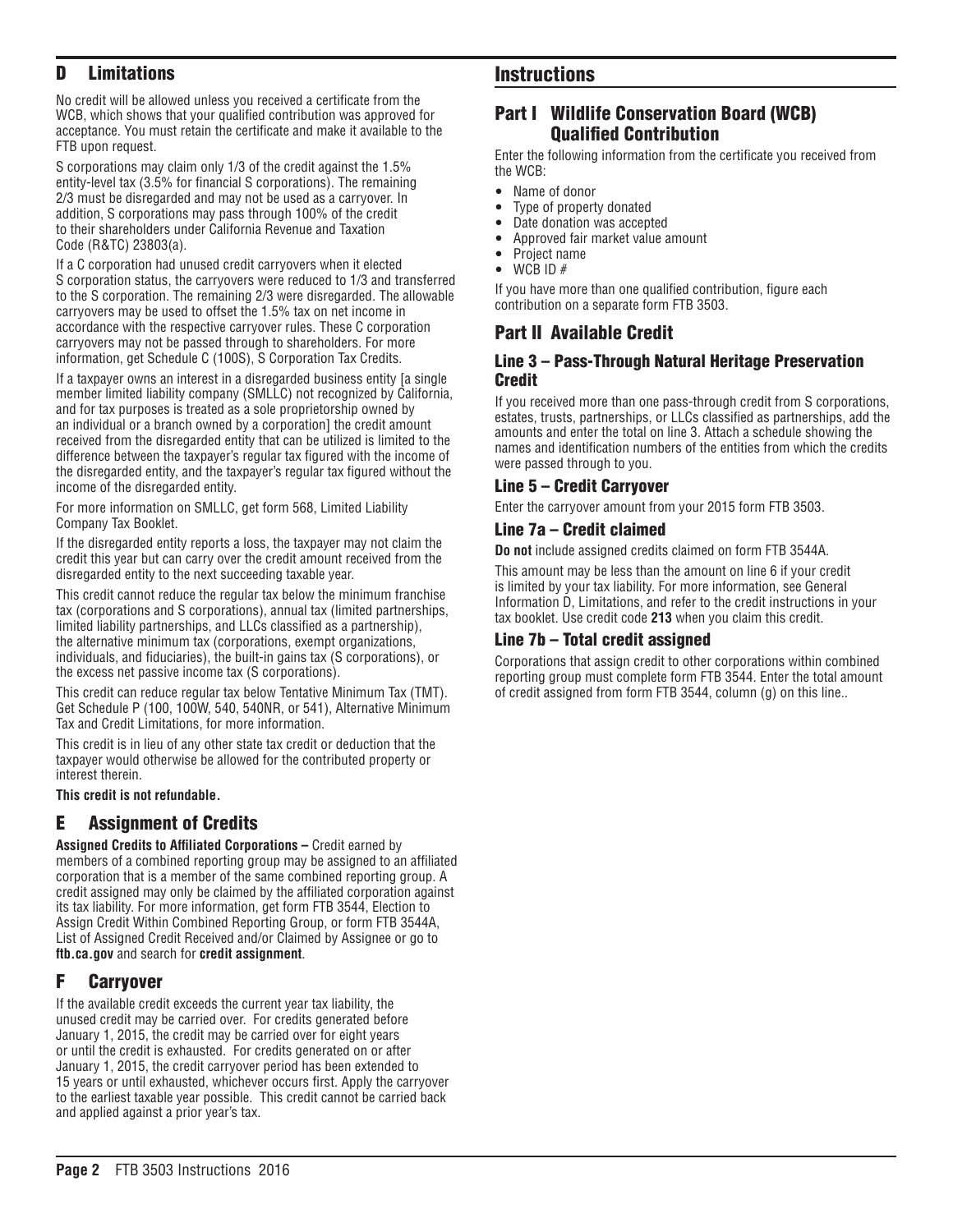## D Limitations

No credit will be allowed unless you received a certificate from the WCB, which shows that your qualified contribution was approved for acceptance. You must retain the certificate and make it available to the FTB upon request.

S corporations may claim only 1/3 of the credit against the 1.5% entity-level tax (3.5% for financial S corporations). The remaining 2/3 must be disregarded and may not be used as a carryover. In addition, S corporations may pass through 100% of the credit to their shareholders under California Revenue and Taxation Code (R&TC) 23803(a).

If a C corporation had unused credit carryovers when it elected S corporation status, the carryovers were reduced to 1/3 and transferred to the S corporation. The remaining 2/3 were disregarded. The allowable carryovers may be used to offset the 1.5% tax on net income in accordance with the respective carryover rules. These C corporation carryovers may not be passed through to shareholders. For more information, get Schedule C (100S), S Corporation Tax Credits.

If a taxpayer owns an interest in a disregarded business entity [a single member limited liability company (SMLLC) not recognized by California, and for tax purposes is treated as a sole proprietorship owned by an individual or a branch owned by a corporation] the credit amount received from the disregarded entity that can be utilized is limited to the difference between the taxpayer's regular tax figured with the income of the disregarded entity, and the taxpayer's regular tax figured without the income of the disregarded entity.

For more information on SMLLC, get form 568, Limited Liability Company Tax Booklet.

If the disregarded entity reports a loss, the taxpayer may not claim the credit this year but can carry over the credit amount received from the disregarded entity to the next succeeding taxable year.

This credit cannot reduce the regular tax below the minimum franchise tax (corporations and S corporations), annual tax (limited partnerships, limited liability partnerships, and LLCs classified as a partnership), the alternative minimum tax (corporations, exempt organizations, individuals, and fiduciaries), the built-in gains tax (S corporations), or the excess net passive income tax (S corporations).

This credit can reduce regular tax below Tentative Minimum Tax (TMT). Get Schedule P (100, 100W, 540, 540NR, or 541), Alternative Minimum Tax and Credit Limitations, for more information.

This credit is in lieu of any other state tax credit or deduction that the taxpayer would otherwise be allowed for the contributed property or interest therein.

**This credit is not refundable.**

## E Assignment of Credits

**Assigned Credits to Affiliated Corporations –** Credit earned by members of a combined reporting group may be assigned to an affiliated corporation that is a member of the same combined reporting group. A credit assigned may only be claimed by the affiliated corporation against its tax liability. For more information, get form FTB 3544, Election to Assign Credit Within Combined Reporting Group, or form FTB 3544A, List of Assigned Credit Received and/or Claimed by Assignee or go to **ftb.ca.gov** and search for **credit assignment**.

## F Carryover

If the available credit exceeds the current year tax liability, the unused credit may be carried over. For credits generated before January 1, 2015, the credit may be carried over for eight years or until the credit is exhausted. For credits generated on or after January 1, 2015, the credit carryover period has been extended to 15 years or until exhausted, whichever occurs first. Apply the carryover to the earliest taxable year possible. This credit cannot be carried back and applied against a prior year's tax.

# Instructions

## Part I Wildlife Conservation Board (WCB) Qualified Contribution

Enter the following information from the certificate you received from the WCB:

- Name of donor
- Type of property donated
- Date donation was accepted
- Approved fair market value amount
- Project name
- WCB ID #

If you have more than one qualified contribution, figure each contribution on a separate form FTB 3503.

## Part II Available Credit

### Line 3 – Pass-Through Natural Heritage Preservation Credit

If you received more than one pass-through credit from S corporations, estates, trusts, partnerships, or LLCs classified as partnerships, add the amounts and enter the total on line 3. Attach a schedule showing the names and identification numbers of the entities from which the credits were passed through to you.

### Line 5 – Credit Carryover

Enter the carryover amount from your 2015 form FTB 3503.

### Line 7a – Credit claimed

**Do not** include assigned credits claimed on form FTB 3544A.

This amount may be less than the amount on line 6 if your credit is limited by your tax liability. For more information, see General Information D, Limitations, and refer to the credit instructions in your tax booklet. Use credit code **213** when you claim this credit.

### Line 7b – Total credit assigned

Corporations that assign credit to other corporations within combined reporting group must complete form FTB 3544. Enter the total amount of credit assigned from form FTB 3544, column (g) on this line..